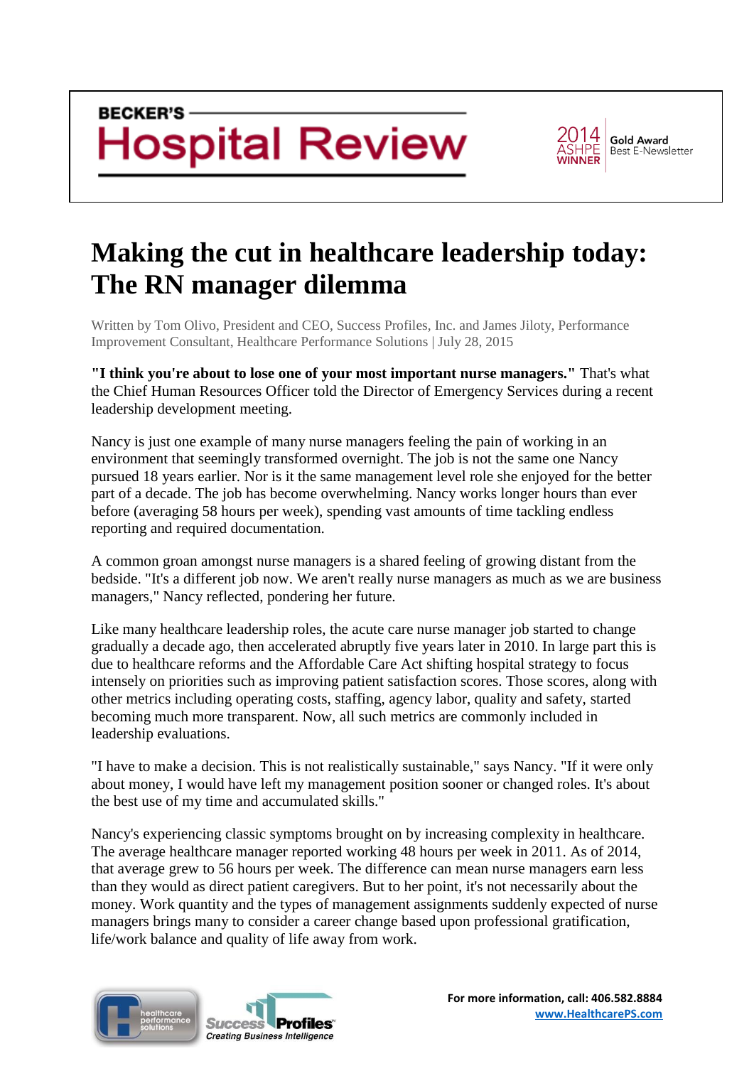BECKER'S

Hospital Review

2014 ASHPE WINNER Gold Award Best E-Newsletter

# Making the cut in healthcare leadership today: The RN manager dilemma

Written by Tom Olivo, President and CEO, Success Profiles, Inc. and James Jiloty, Performance Improvement Consultant, Healthcare Performance Solutions | July 28, 2015

**"I think you're about to lose one of your most important nurse managers."** That's what the Chief Human Resources Officer told the Director of Emergency Services during a recent leadership development meeting.

Nancy is just one example of many nurse managers feeling the pain of working in an environment that seemingly transformed overnight. The job is not the same one Nancy pursued 18 years earlier. Nor is it the same management level role she enjoyed for the better part of a decade. The job has become overwhelming. Nancy works longer hours than ever before (averaging 58 hours per week), spending vast amounts of time tackling endless reporting and required documentation.

A common groan amongst nurse managers is a shared feeling of growing distant from the bedside. "It's a different job now. We aren't really nurse managers as much as we are business managers," Nancy reflected, pondering her future.

Like many healthcare leadership roles, the acute care nurse manager job started to change gradually a decade ago, then accelerated abruptly five years later in 2010. In large part this is due to healthcare reforms and the Affordable Care Act shifting hospital strategy to focus intensely on priorities such as improving patient satisfaction scores. Those scores, along with other metrics including operating costs, staffing, agency labor, quality and safety, started becoming much more transparent. Now, all such metrics are commonly included in leadership evaluations.

"I have to make a decision. This is not realistically sustainable," says Nancy. "If it were only about money, I would have left my management position sooner or changed roles. It's about the best use of my time and accumulated skills."

Nancy's experiencing classic symptoms brought on by increasing complexity in healthcare. The average healthcare manager reported working 48 hours per week in 2011. As of 2014, that average grew to 56 hours per week. The difference can mean nurse managers earn less than they would as direct patient caregivers. But to her point, it's not necessarily about the money. Work quantity and the types of management assignments suddenly expected of nurse managers brings many to consider a career change based upon professional gratification, life/work balance and quality of life away from work.

healthcare performance solutions | Success Profiles — Creating Business Intelligence

**For more information, call: 406.582.8884**
**www.HealthcarePS.com**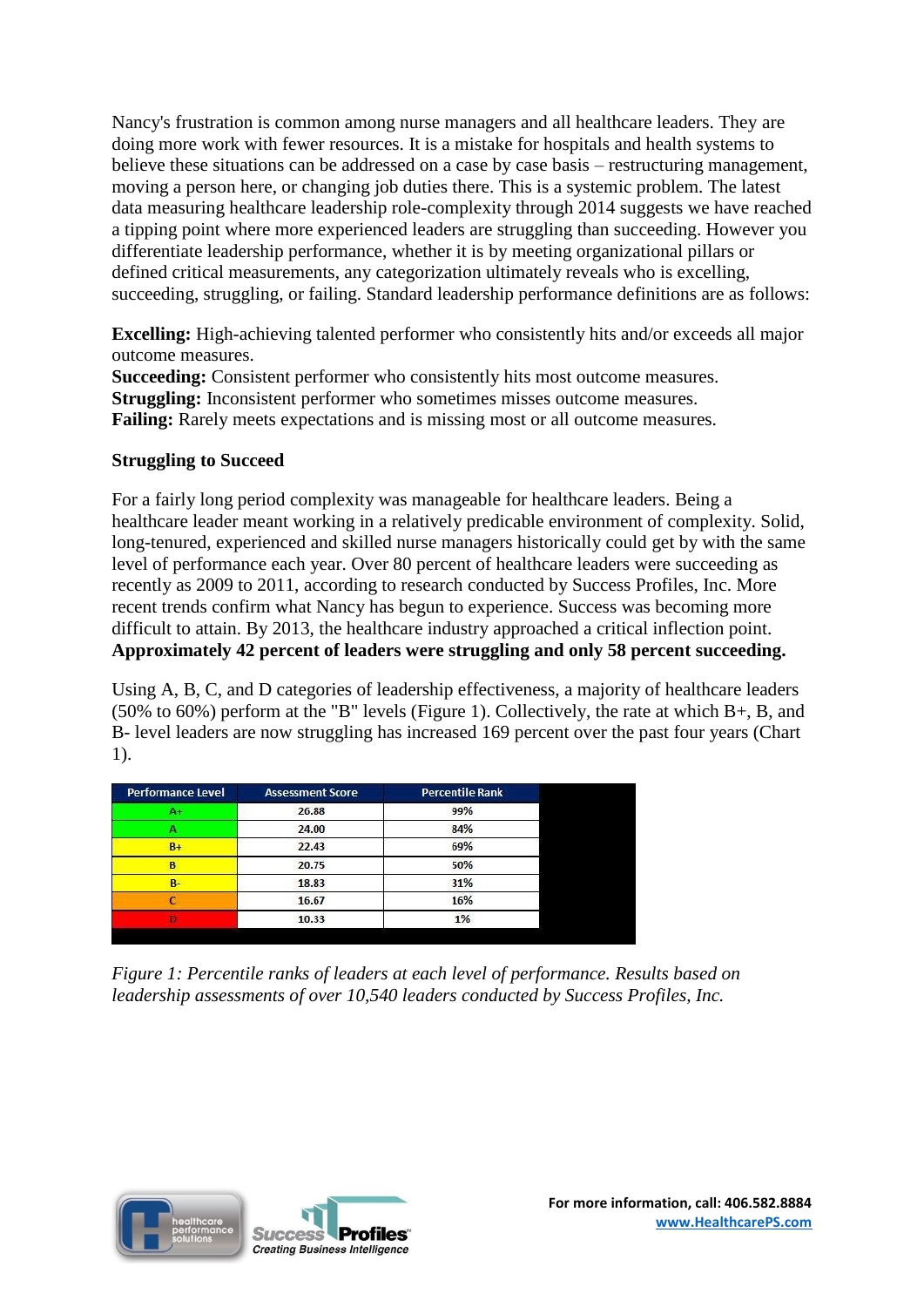Nancy's frustration is common among nurse managers and all healthcare leaders. They are doing more work with fewer resources. It is a mistake for hospitals and health systems to believe these situations can be addressed on a case by case basis – restructuring management, moving a person here, or changing job duties there. This is a systemic problem. The latest data measuring healthcare leadership role-complexity through 2014 suggests we have reached a tipping point where more experienced leaders are struggling than succeeding. However you differentiate leadership performance, whether it is by meeting organizational pillars or defined critical measurements, any categorization ultimately reveals who is excelling, succeeding, struggling, or failing. Standard leadership performance definitions are as follows:

**Excelling:** High-achieving talented performer who consistently hits and/or exceeds all major outcome measures.
**Succeeding:** Consistent performer who consistently hits most outcome measures.
**Struggling:** Inconsistent performer who sometimes misses outcome measures.
**Failing:** Rarely meets expectations and is missing most or all outcome measures.

### Struggling to Succeed

For a fairly long period complexity was manageable for healthcare leaders. Being a healthcare leader meant working in a relatively predicable environment of complexity. Solid, long-tenured, experienced and skilled nurse managers historically could get by with the same level of performance each year. Over 80 percent of healthcare leaders were succeeding as recently as 2009 to 2011, according to research conducted by Success Profiles, Inc. More recent trends confirm what Nancy has begun to experience. Success was becoming more difficult to attain. By 2013, the healthcare industry approached a critical inflection point. **Approximately 42 percent of leaders were struggling and only 58 percent succeeding.**

Using A, B, C, and D categories of leadership effectiveness, a majority of healthcare leaders (50% to 60%) perform at the "B" levels (Figure 1). Collectively, the rate at which B+, B, and B- level leaders are now struggling has increased 169 percent over the past four years (Chart 1).

| Performance Level | Assessment Score | Percentile Rank |
|---|---|---|
| A+ | 26.88 | 99% |
| A | 24.00 | 84% |
| B+ | 22.43 | 69% |
| B | 20.75 | 50% |
| B- | 18.83 | 31% |
| C | 16.67 | 16% |
| D | 10.33 | 1% |

*Figure 1: Percentile ranks of leaders at each level of performance. Results based on leadership assessments of over 10,540 leaders conducted by Success Profiles, Inc.*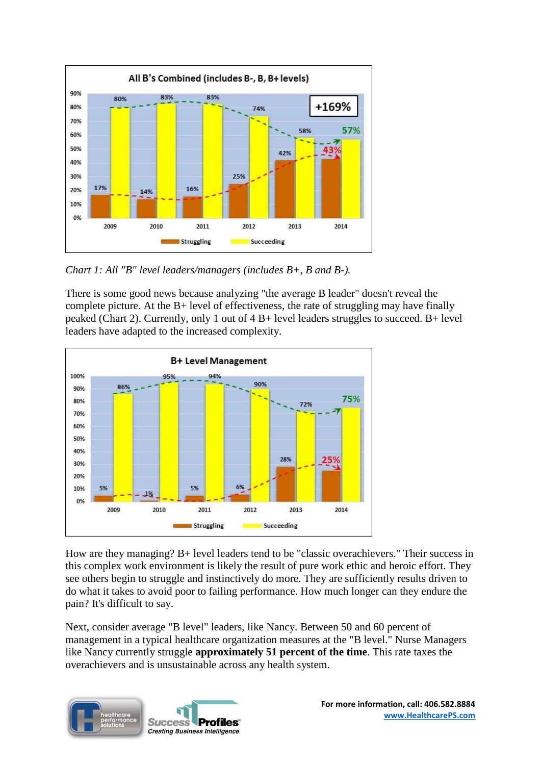*Chart 1: All "B" level leaders/managers (includes B+, B and B-).*

There is some good news because analyzing "the average B leader" doesn't reveal the complete picture. At the B+ level of effectiveness, the rate of struggling may have finally peaked (Chart 2). Currently, only 1 out of 4 B+ level leaders struggles to succeed. B+ level leaders have adapted to the increased complexity.

How are they managing? B+ level leaders tend to be "classic overachievers." Their success in this complex work environment is likely the result of pure work ethic and heroic effort. They see others begin to struggle and instinctively do more. They are sufficiently results driven to do what it takes to avoid poor to failing performance. How much longer can they endure the pain? It's difficult to say.

Next, consider average "B level" leaders, like Nancy. Between 50 and 60 percent of management in a typical healthcare organization measures at the "B level." Nurse Managers like Nancy currently struggle **approximately 51 percent of the time**. This rate taxes the overachievers and is unsustainable across any health system.

For more information, call: 406.582.8884
www.HealthcarePS.com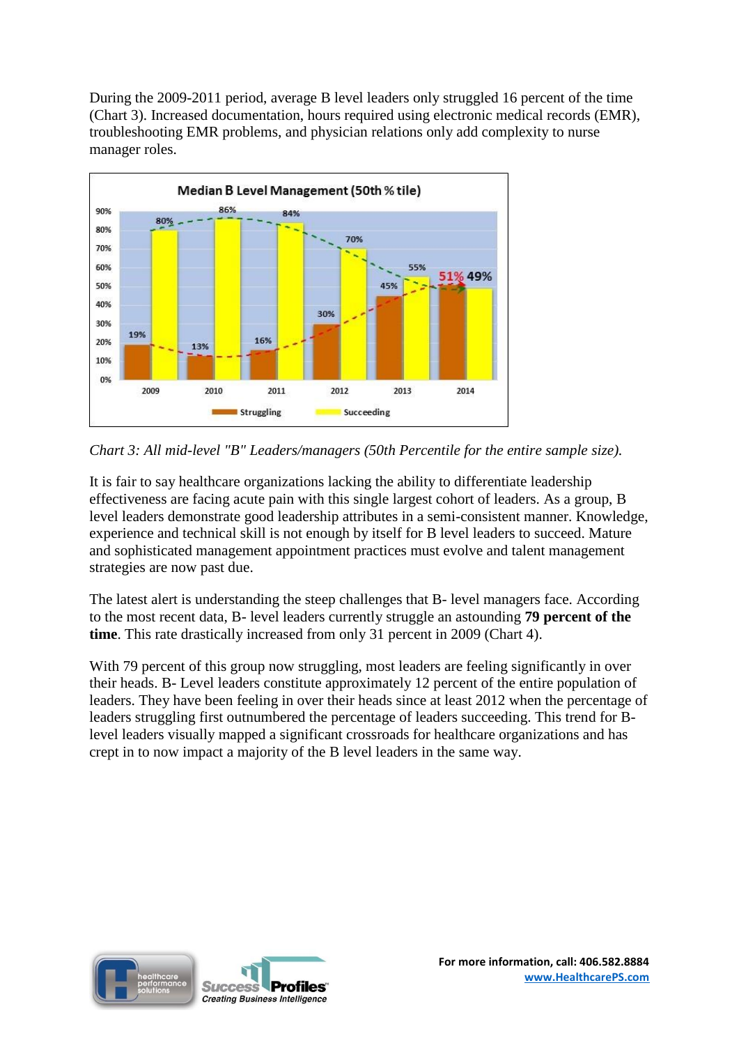During the 2009-2011 period, average B level leaders only struggled 16 percent of the time (Chart 3). Increased documentation, hours required using electronic medical records (EMR), troubleshooting EMR problems, and physician relations only add complexity to nurse manager roles.

*Chart 3: All mid-level "B" Leaders/managers (50th Percentile for the entire sample size).*

It is fair to say healthcare organizations lacking the ability to differentiate leadership effectiveness are facing acute pain with this single largest cohort of leaders. As a group, B level leaders demonstrate good leadership attributes in a semi-consistent manner. Knowledge, experience and technical skill is not enough by itself for B level leaders to succeed. Mature and sophisticated management appointment practices must evolve and talent management strategies are now past due.

The latest alert is understanding the steep challenges that B- level managers face. According to the most recent data, B- level leaders currently struggle an astounding **79 percent of the time**. This rate drastically increased from only 31 percent in 2009 (Chart 4).

With 79 percent of this group now struggling, most leaders are feeling significantly in over their heads. B- Level leaders constitute approximately 12 percent of the entire population of leaders. They have been feeling in over their heads since at least 2012 when the percentage of leaders struggling first outnumbered the percentage of leaders succeeding. This trend for B-level leaders visually mapped a significant crossroads for healthcare organizations and has crept in to now impact a majority of the B level leaders in the same way.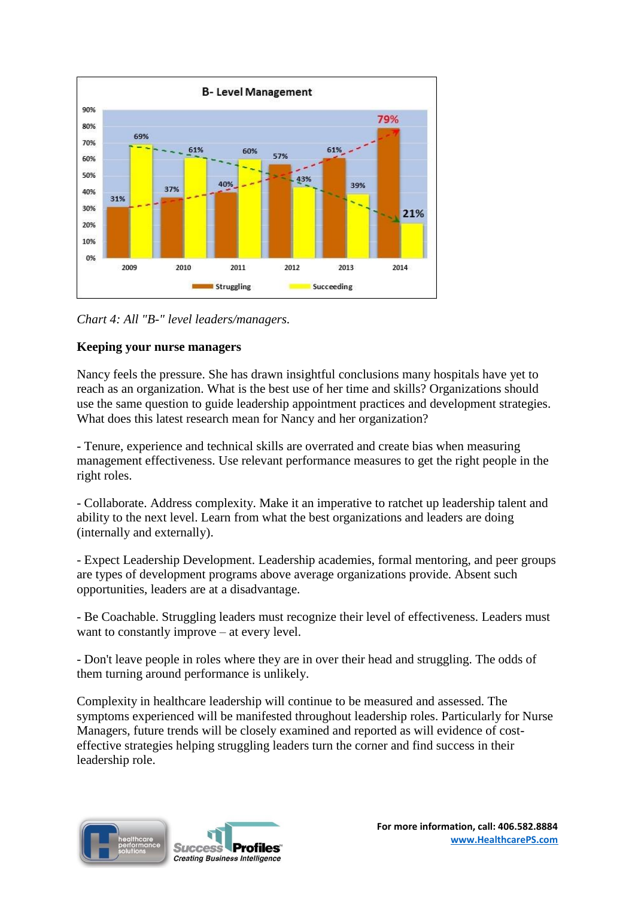**B- Level Management**

| Year | Struggling | Succeeding |
|---|---|---|
| 2009 | 31% | 69% |
| 2010 | 37% | 61% |
| 2011 | 40% | 60% |
| 2012 | 57% | 43% |
| 2013 | 61% | 39% |
| 2014 | 79% | 21% |

*Chart 4: All "B-" level leaders/managers.*

**Keeping your nurse managers**

Nancy feels the pressure. She has drawn insightful conclusions many hospitals have yet to reach as an organization. What is the best use of her time and skills? Organizations should use the same question to guide leadership appointment practices and development strategies. What does this latest research mean for Nancy and her organization?

- Tenure, experience and technical skills are overrated and create bias when measuring management effectiveness. Use relevant performance measures to get the right people in the right roles.

- Collaborate. Address complexity. Make it an imperative to ratchet up leadership talent and ability to the next level. Learn from what the best organizations and leaders are doing (internally and externally).

- Expect Leadership Development. Leadership academies, formal mentoring, and peer groups are types of development programs above average organizations provide. Absent such opportunities, leaders are at a disadvantage.

- Be Coachable. Struggling leaders must recognize their level of effectiveness. Leaders must want to constantly improve – at every level.

- Don't leave people in roles where they are in over their head and struggling. The odds of them turning around performance is unlikely.

Complexity in healthcare leadership will continue to be measured and assessed. The symptoms experienced will be manifested throughout leadership roles. Particularly for Nurse Managers, future trends will be closely examined and reported as will evidence of cost-effective strategies helping struggling leaders turn the corner and find success in their leadership role.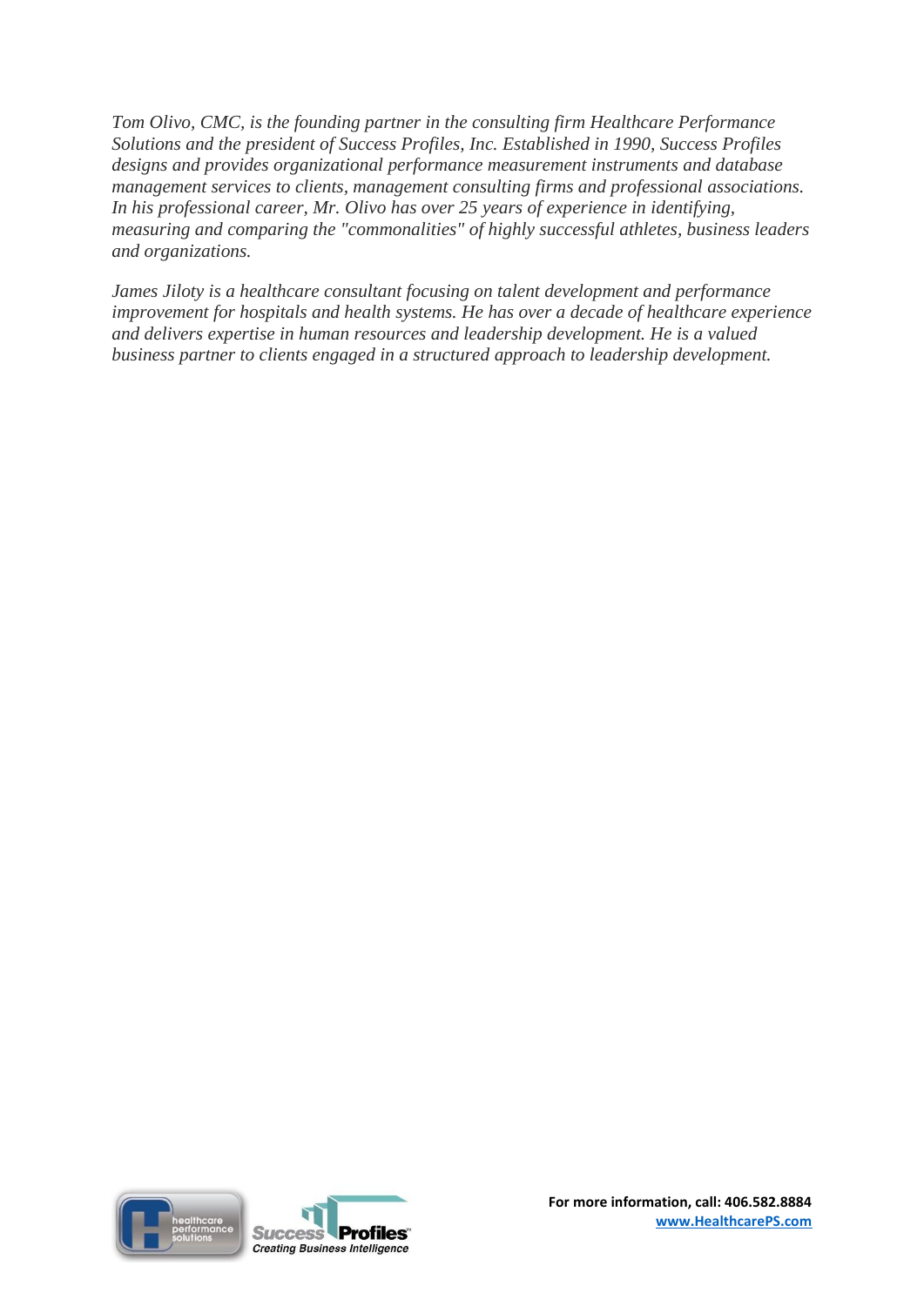*Tom Olivo, CMC, is the founding partner in the consulting firm Healthcare Performance Solutions and the president of Success Profiles, Inc. Established in 1990, Success Profiles designs and provides organizational performance measurement instruments and database management services to clients, management consulting firms and professional associations. In his professional career, Mr. Olivo has over 25 years of experience in identifying, measuring and comparing the "commonalities" of highly successful athletes, business leaders and organizations.*

*James Jiloty is a healthcare consultant focusing on talent development and performance improvement for hospitals and health systems. He has over a decade of healthcare experience and delivers expertise in human resources and leadership development. He is a valued business partner to clients engaged in a structured approach to leadership development.*

**For more information, call: 406.582.8884**
**www.HealthcarePS.com**